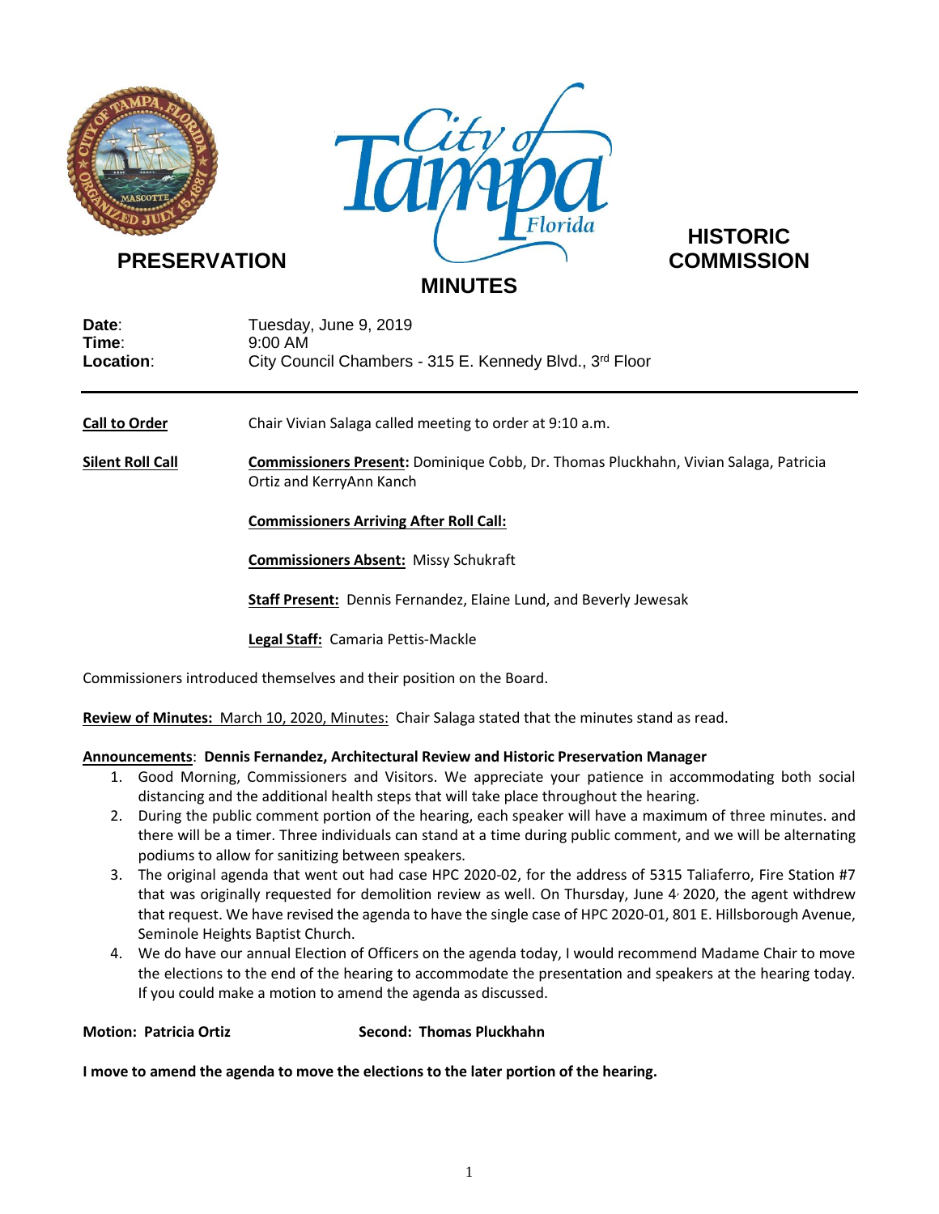# PRESERVATION COMMISSION

# HISTORIC COMMISSION

## MINUTES

**Date**: Tuesday, June 9, 2019
**Time**: 9:00 AM
**Location**: City Council Chambers - 315 E. Kennedy Blvd., 3rd Floor

---

**Call to Order** Chair Vivian Salaga called meeting to order at 9:10 a.m.

**Silent Roll Call** **Commissioners Present:** Dominique Cobb, Dr. Thomas Pluckhahn, Vivian Salaga, Patricia Ortiz and KerryAnn Kanch

**Commissioners Arriving After Roll Call:**

**Commissioners Absent:** Missy Schukraft

**Staff Present:** Dennis Fernandez, Elaine Lund, and Beverly Jewesak

**Legal Staff:** Camaria Pettis-Mackle

Commissioners introduced themselves and their position on the Board.

**Review of Minutes:** March 10, 2020, Minutes: Chair Salaga stated that the minutes stand as read.

**Announcements**: **Dennis Fernandez, Architectural Review and Historic Preservation Manager**

1. Good Morning, Commissioners and Visitors. We appreciate your patience in accommodating both social distancing and the additional health steps that will take place throughout the hearing.
2. During the public comment portion of the hearing, each speaker will have a maximum of three minutes. and there will be a timer. Three individuals can stand at a time during public comment, and we will be alternating podiums to allow for sanitizing between speakers.
3. The original agenda that went out had case HPC 2020-02, for the address of 5315 Taliaferro, Fire Station #7 that was originally requested for demolition review as well. On Thursday, June 4, 2020, the agent withdrew that request. We have revised the agenda to have the single case of HPC 2020-01, 801 E. Hillsborough Avenue, Seminole Heights Baptist Church.
4. We do have our annual Election of Officers on the agenda today, I would recommend Madame Chair to move the elections to the end of the hearing to accommodate the presentation and speakers at the hearing today. If you could make a motion to amend the agenda as discussed.

**Motion: Patricia Ortiz** **Second: Thomas Pluckhahn**

**I move to amend the agenda to move the elections to the later portion of the hearing.**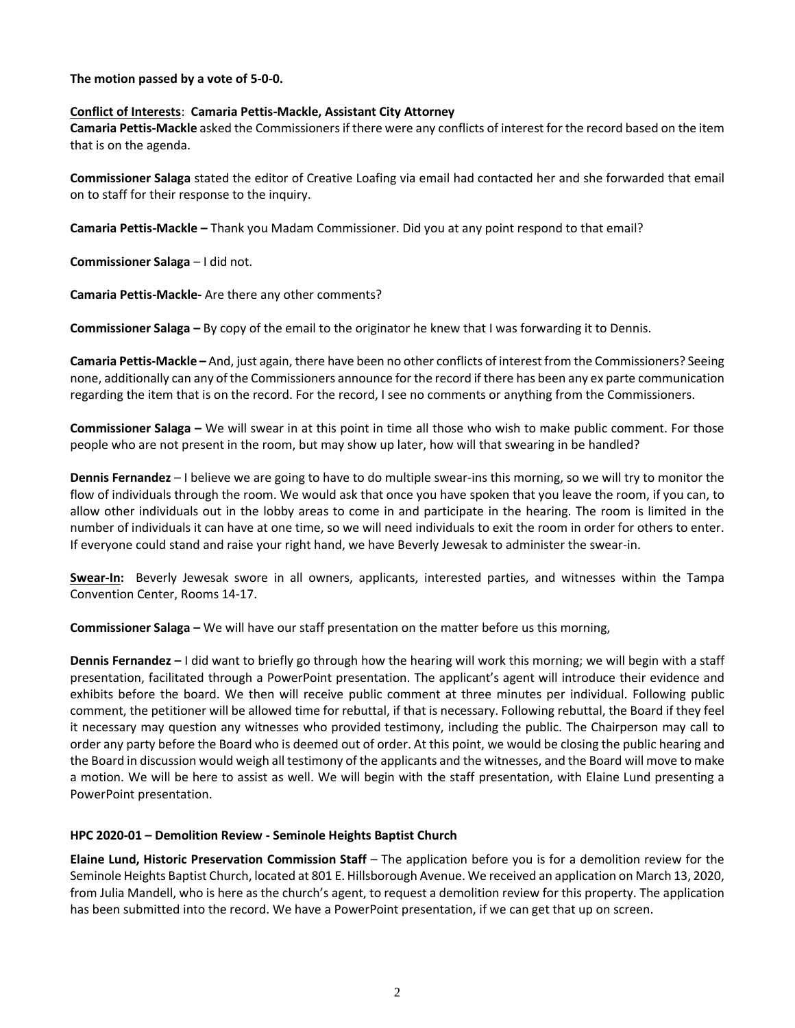**The motion passed by a vote of 5-0-0.**

**Conflict of Interests**: **Camaria Pettis-Mackle, Assistant City Attorney**

**Camaria Pettis-Mackle** asked the Commissioners if there were any conflicts of interest for the record based on the item that is on the agenda.

**Commissioner Salaga** stated the editor of Creative Loafing via email had contacted her and she forwarded that email on to staff for their response to the inquiry.

**Camaria Pettis-Mackle –** Thank you Madam Commissioner. Did you at any point respond to that email?

**Commissioner Salaga** – I did not.

**Camaria Pettis-Mackle-** Are there any other comments?

**Commissioner Salaga –** By copy of the email to the originator he knew that I was forwarding it to Dennis.

**Camaria Pettis-Mackle –** And, just again, there have been no other conflicts of interest from the Commissioners? Seeing none, additionally can any of the Commissioners announce for the record if there has been any ex parte communication regarding the item that is on the record. For the record, I see no comments or anything from the Commissioners.

**Commissioner Salaga –** We will swear in at this point in time all those who wish to make public comment. For those people who are not present in the room, but may show up later, how will that swearing in be handled?

**Dennis Fernandez** – I believe we are going to have to do multiple swear-ins this morning, so we will try to monitor the flow of individuals through the room. We would ask that once you have spoken that you leave the room, if you can, to allow other individuals out in the lobby areas to come in and participate in the hearing. The room is limited in the number of individuals it can have at one time, so we will need individuals to exit the room in order for others to enter. If everyone could stand and raise your right hand, we have Beverly Jewesak to administer the swear-in.

**Swear-In:** Beverly Jewesak swore in all owners, applicants, interested parties, and witnesses within the Tampa Convention Center, Rooms 14-17.

**Commissioner Salaga –** We will have our staff presentation on the matter before us this morning,

**Dennis Fernandez –** I did want to briefly go through how the hearing will work this morning; we will begin with a staff presentation, facilitated through a PowerPoint presentation. The applicant's agent will introduce their evidence and exhibits before the board. We then will receive public comment at three minutes per individual. Following public comment, the petitioner will be allowed time for rebuttal, if that is necessary. Following rebuttal, the Board if they feel it necessary may question any witnesses who provided testimony, including the public. The Chairperson may call to order any party before the Board who is deemed out of order. At this point, we would be closing the public hearing and the Board in discussion would weigh all testimony of the applicants and the witnesses, and the Board will move to make a motion. We will be here to assist as well. We will begin with the staff presentation, with Elaine Lund presenting a PowerPoint presentation.

**HPC 2020-01 – Demolition Review - Seminole Heights Baptist Church**

**Elaine Lund, Historic Preservation Commission Staff** – The application before you is for a demolition review for the Seminole Heights Baptist Church, located at 801 E. Hillsborough Avenue. We received an application on March 13, 2020, from Julia Mandell, who is here as the church's agent, to request a demolition review for this property. The application has been submitted into the record. We have a PowerPoint presentation, if we can get that up on screen.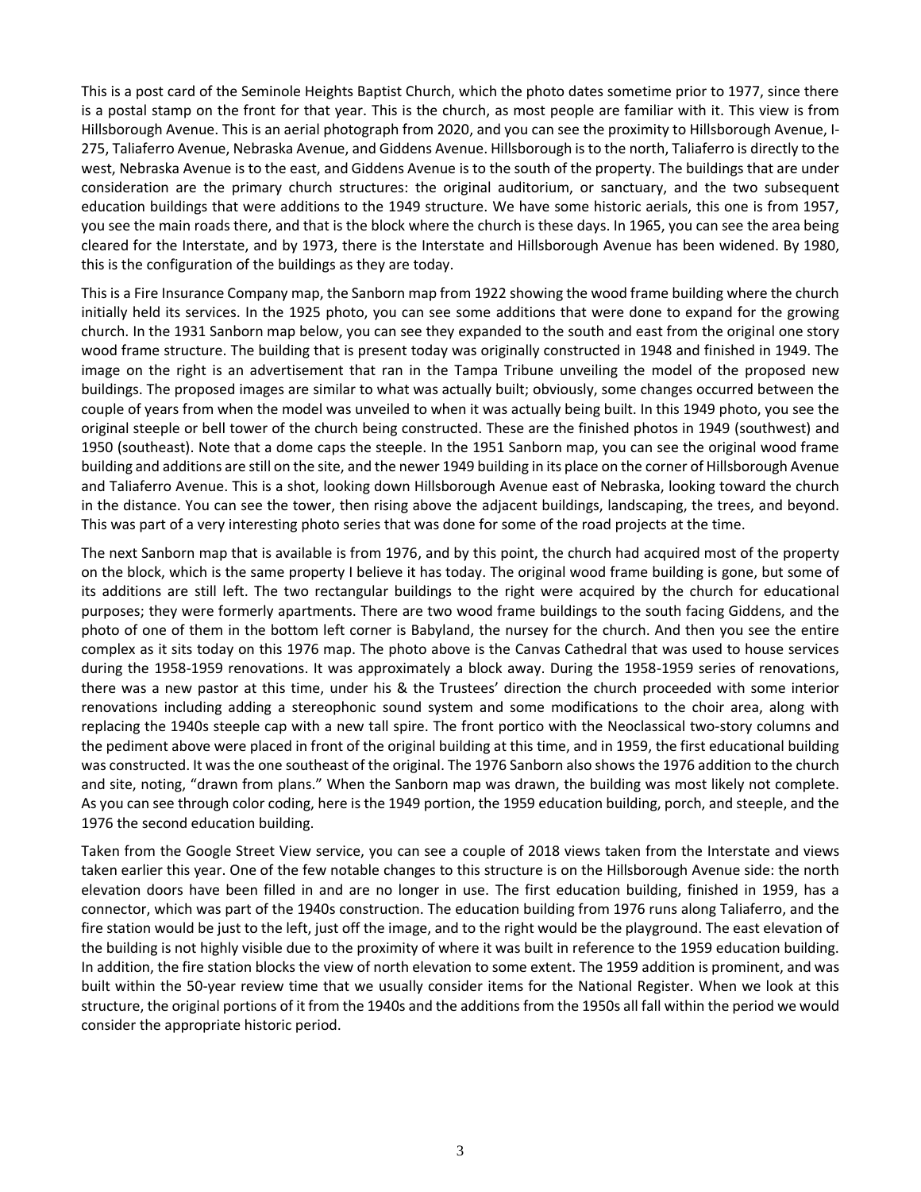This is a post card of the Seminole Heights Baptist Church, which the photo dates sometime prior to 1977, since there is a postal stamp on the front for that year. This is the church, as most people are familiar with it. This view is from Hillsborough Avenue. This is an aerial photograph from 2020, and you can see the proximity to Hillsborough Avenue, I-275, Taliaferro Avenue, Nebraska Avenue, and Giddens Avenue. Hillsborough is to the north, Taliaferro is directly to the west, Nebraska Avenue is to the east, and Giddens Avenue is to the south of the property. The buildings that are under consideration are the primary church structures: the original auditorium, or sanctuary, and the two subsequent education buildings that were additions to the 1949 structure. We have some historic aerials, this one is from 1957, you see the main roads there, and that is the block where the church is these days. In 1965, you can see the area being cleared for the Interstate, and by 1973, there is the Interstate and Hillsborough Avenue has been widened. By 1980, this is the configuration of the buildings as they are today.

This is a Fire Insurance Company map, the Sanborn map from 1922 showing the wood frame building where the church initially held its services. In the 1925 photo, you can see some additions that were done to expand for the growing church. In the 1931 Sanborn map below, you can see they expanded to the south and east from the original one story wood frame structure. The building that is present today was originally constructed in 1948 and finished in 1949. The image on the right is an advertisement that ran in the Tampa Tribune unveiling the model of the proposed new buildings. The proposed images are similar to what was actually built; obviously, some changes occurred between the couple of years from when the model was unveiled to when it was actually being built. In this 1949 photo, you see the original steeple or bell tower of the church being constructed. These are the finished photos in 1949 (southwest) and 1950 (southeast). Note that a dome caps the steeple. In the 1951 Sanborn map, you can see the original wood frame building and additions are still on the site, and the newer 1949 building in its place on the corner of Hillsborough Avenue and Taliaferro Avenue. This is a shot, looking down Hillsborough Avenue east of Nebraska, looking toward the church in the distance. You can see the tower, then rising above the adjacent buildings, landscaping, the trees, and beyond. This was part of a very interesting photo series that was done for some of the road projects at the time.

The next Sanborn map that is available is from 1976, and by this point, the church had acquired most of the property on the block, which is the same property I believe it has today. The original wood frame building is gone, but some of its additions are still left. The two rectangular buildings to the right were acquired by the church for educational purposes; they were formerly apartments. There are two wood frame buildings to the south facing Giddens, and the photo of one of them in the bottom left corner is Babyland, the nursey for the church. And then you see the entire complex as it sits today on this 1976 map. The photo above is the Canvas Cathedral that was used to house services during the 1958-1959 renovations. It was approximately a block away. During the 1958-1959 series of renovations, there was a new pastor at this time, under his & the Trustees' direction the church proceeded with some interior renovations including adding a stereophonic sound system and some modifications to the choir area, along with replacing the 1940s steeple cap with a new tall spire. The front portico with the Neoclassical two-story columns and the pediment above were placed in front of the original building at this time, and in 1959, the first educational building was constructed. It was the one southeast of the original. The 1976 Sanborn also shows the 1976 addition to the church and site, noting, "drawn from plans." When the Sanborn map was drawn, the building was most likely not complete. As you can see through color coding, here is the 1949 portion, the 1959 education building, porch, and steeple, and the 1976 the second education building.

Taken from the Google Street View service, you can see a couple of 2018 views taken from the Interstate and views taken earlier this year. One of the few notable changes to this structure is on the Hillsborough Avenue side: the north elevation doors have been filled in and are no longer in use. The first education building, finished in 1959, has a connector, which was part of the 1940s construction. The education building from 1976 runs along Taliaferro, and the fire station would be just to the left, just off the image, and to the right would be the playground. The east elevation of the building is not highly visible due to the proximity of where it was built in reference to the 1959 education building. In addition, the fire station blocks the view of north elevation to some extent. The 1959 addition is prominent, and was built within the 50-year review time that we usually consider items for the National Register. When we look at this structure, the original portions of it from the 1940s and the additions from the 1950s all fall within the period we would consider the appropriate historic period.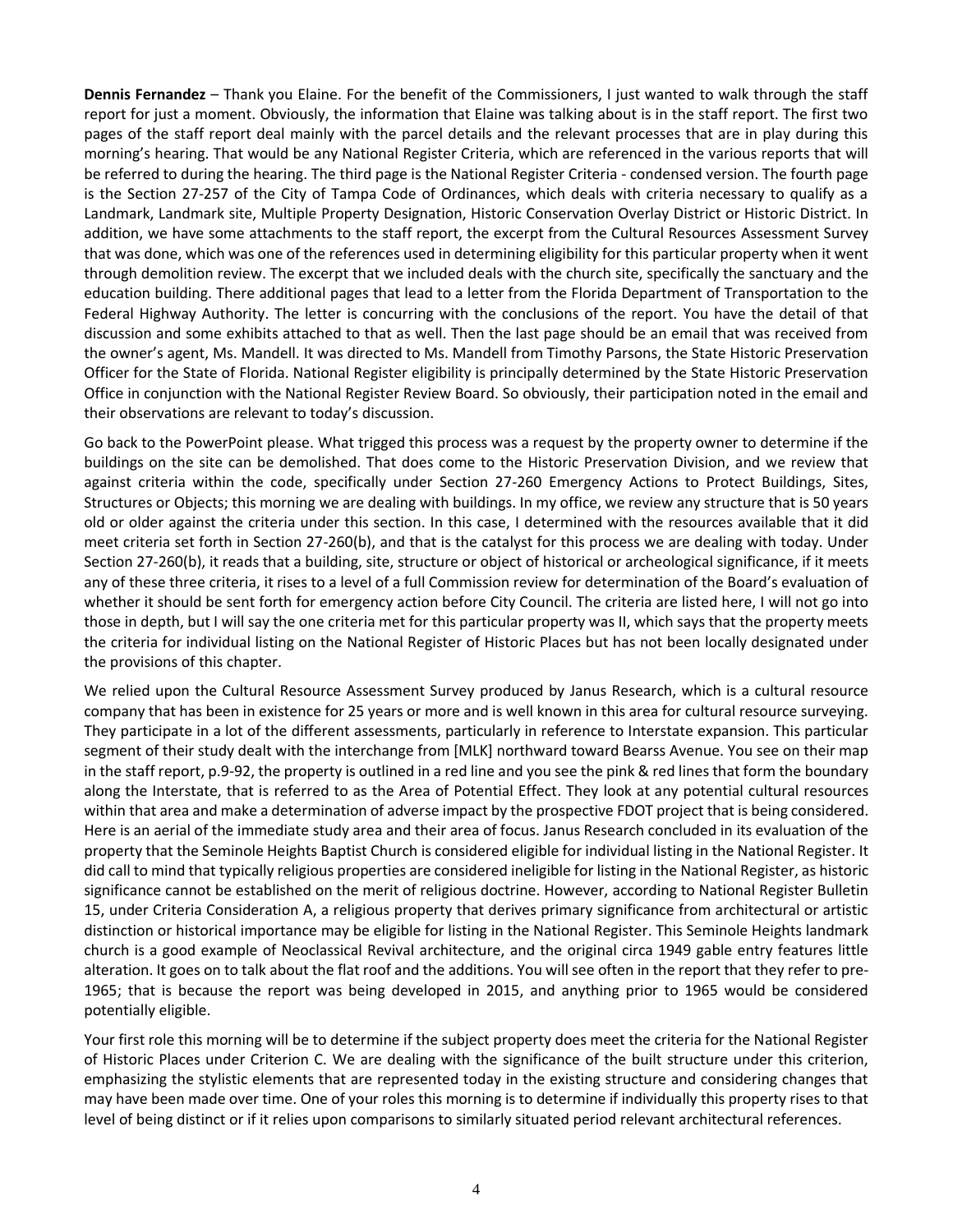**Dennis Fernandez** – Thank you Elaine. For the benefit of the Commissioners, I just wanted to walk through the staff report for just a moment. Obviously, the information that Elaine was talking about is in the staff report. The first two pages of the staff report deal mainly with the parcel details and the relevant processes that are in play during this morning's hearing. That would be any National Register Criteria, which are referenced in the various reports that will be referred to during the hearing. The third page is the National Register Criteria - condensed version. The fourth page is the Section 27-257 of the City of Tampa Code of Ordinances, which deals with criteria necessary to qualify as a Landmark, Landmark site, Multiple Property Designation, Historic Conservation Overlay District or Historic District. In addition, we have some attachments to the staff report, the excerpt from the Cultural Resources Assessment Survey that was done, which was one of the references used in determining eligibility for this particular property when it went through demolition review. The excerpt that we included deals with the church site, specifically the sanctuary and the education building. There additional pages that lead to a letter from the Florida Department of Transportation to the Federal Highway Authority. The letter is concurring with the conclusions of the report. You have the detail of that discussion and some exhibits attached to that as well. Then the last page should be an email that was received from the owner's agent, Ms. Mandell. It was directed to Ms. Mandell from Timothy Parsons, the State Historic Preservation Officer for the State of Florida. National Register eligibility is principally determined by the State Historic Preservation Office in conjunction with the National Register Review Board. So obviously, their participation noted in the email and their observations are relevant to today's discussion.

Go back to the PowerPoint please. What trigged this process was a request by the property owner to determine if the buildings on the site can be demolished. That does come to the Historic Preservation Division, and we review that against criteria within the code, specifically under Section 27-260 Emergency Actions to Protect Buildings, Sites, Structures or Objects; this morning we are dealing with buildings. In my office, we review any structure that is 50 years old or older against the criteria under this section. In this case, I determined with the resources available that it did meet criteria set forth in Section 27-260(b), and that is the catalyst for this process we are dealing with today. Under Section 27-260(b), it reads that a building, site, structure or object of historical or archeological significance, if it meets any of these three criteria, it rises to a level of a full Commission review for determination of the Board's evaluation of whether it should be sent forth for emergency action before City Council. The criteria are listed here, I will not go into those in depth, but I will say the one criteria met for this particular property was II, which says that the property meets the criteria for individual listing on the National Register of Historic Places but has not been locally designated under the provisions of this chapter.

We relied upon the Cultural Resource Assessment Survey produced by Janus Research, which is a cultural resource company that has been in existence for 25 years or more and is well known in this area for cultural resource surveying. They participate in a lot of the different assessments, particularly in reference to Interstate expansion. This particular segment of their study dealt with the interchange from [MLK] northward toward Bearss Avenue. You see on their map in the staff report, p.9-92, the property is outlined in a red line and you see the pink & red lines that form the boundary along the Interstate, that is referred to as the Area of Potential Effect. They look at any potential cultural resources within that area and make a determination of adverse impact by the prospective FDOT project that is being considered. Here is an aerial of the immediate study area and their area of focus. Janus Research concluded in its evaluation of the property that the Seminole Heights Baptist Church is considered eligible for individual listing in the National Register. It did call to mind that typically religious properties are considered ineligible for listing in the National Register, as historic significance cannot be established on the merit of religious doctrine. However, according to National Register Bulletin 15, under Criteria Consideration A, a religious property that derives primary significance from architectural or artistic distinction or historical importance may be eligible for listing in the National Register. This Seminole Heights landmark church is a good example of Neoclassical Revival architecture, and the original circa 1949 gable entry features little alteration. It goes on to talk about the flat roof and the additions. You will see often in the report that they refer to pre-1965; that is because the report was being developed in 2015, and anything prior to 1965 would be considered potentially eligible.

Your first role this morning will be to determine if the subject property does meet the criteria for the National Register of Historic Places under Criterion C. We are dealing with the significance of the built structure under this criterion, emphasizing the stylistic elements that are represented today in the existing structure and considering changes that may have been made over time. One of your roles this morning is to determine if individually this property rises to that level of being distinct or if it relies upon comparisons to similarly situated period relevant architectural references.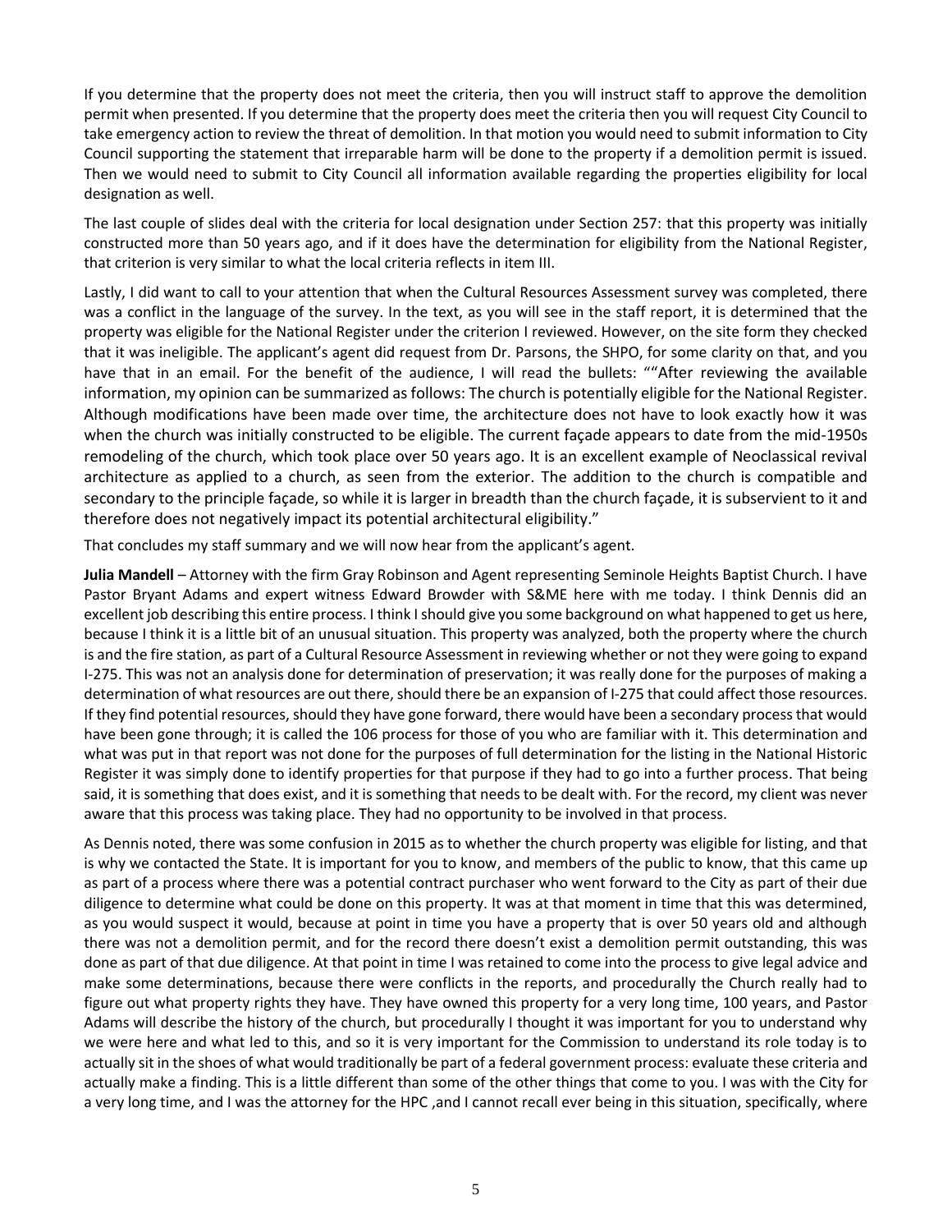If you determine that the property does not meet the criteria, then you will instruct staff to approve the demolition permit when presented. If you determine that the property does meet the criteria then you will request City Council to take emergency action to review the threat of demolition. In that motion you would need to submit information to City Council supporting the statement that irreparable harm will be done to the property if a demolition permit is issued. Then we would need to submit to City Council all information available regarding the properties eligibility for local designation as well.

The last couple of slides deal with the criteria for local designation under Section 257: that this property was initially constructed more than 50 years ago, and if it does have the determination for eligibility from the National Register, that criterion is very similar to what the local criteria reflects in item III.

Lastly, I did want to call to your attention that when the Cultural Resources Assessment survey was completed, there was a conflict in the language of the survey. In the text, as you will see in the staff report, it is determined that the property was eligible for the National Register under the criterion I reviewed. However, on the site form they checked that it was ineligible. The applicant's agent did request from Dr. Parsons, the SHPO, for some clarity on that, and you have that in an email. For the benefit of the audience, I will read the bullets: ""After reviewing the available information, my opinion can be summarized as follows: The church is potentially eligible for the National Register. Although modifications have been made over time, the architecture does not have to look exactly how it was when the church was initially constructed to be eligible. The current façade appears to date from the mid-1950s remodeling of the church, which took place over 50 years ago. It is an excellent example of Neoclassical revival architecture as applied to a church, as seen from the exterior. The addition to the church is compatible and secondary to the principle façade, so while it is larger in breadth than the church façade, it is subservient to it and therefore does not negatively impact its potential architectural eligibility."

That concludes my staff summary and we will now hear from the applicant's agent.

**Julia Mandell** – Attorney with the firm Gray Robinson and Agent representing Seminole Heights Baptist Church. I have Pastor Bryant Adams and expert witness Edward Browder with S&ME here with me today. I think Dennis did an excellent job describing this entire process. I think I should give you some background on what happened to get us here, because I think it is a little bit of an unusual situation. This property was analyzed, both the property where the church is and the fire station, as part of a Cultural Resource Assessment in reviewing whether or not they were going to expand I-275. This was not an analysis done for determination of preservation; it was really done for the purposes of making a determination of what resources are out there, should there be an expansion of I-275 that could affect those resources. If they find potential resources, should they have gone forward, there would have been a secondary process that would have been gone through; it is called the 106 process for those of you who are familiar with it. This determination and what was put in that report was not done for the purposes of full determination for the listing in the National Historic Register it was simply done to identify properties for that purpose if they had to go into a further process. That being said, it is something that does exist, and it is something that needs to be dealt with. For the record, my client was never aware that this process was taking place. They had no opportunity to be involved in that process.

As Dennis noted, there was some confusion in 2015 as to whether the church property was eligible for listing, and that is why we contacted the State. It is important for you to know, and members of the public to know, that this came up as part of a process where there was a potential contract purchaser who went forward to the City as part of their due diligence to determine what could be done on this property. It was at that moment in time that this was determined, as you would suspect it would, because at point in time you have a property that is over 50 years old and although there was not a demolition permit, and for the record there doesn't exist a demolition permit outstanding, this was done as part of that due diligence. At that point in time I was retained to come into the process to give legal advice and make some determinations, because there were conflicts in the reports, and procedurally the Church really had to figure out what property rights they have. They have owned this property for a very long time, 100 years, and Pastor Adams will describe the history of the church, but procedurally I thought it was important for you to understand why we were here and what led to this, and so it is very important for the Commission to understand its role today is to actually sit in the shoes of what would traditionally be part of a federal government process: evaluate these criteria and actually make a finding. This is a little different than some of the other things that come to you. I was with the City for a very long time, and I was the attorney for the HPC ,and I cannot recall ever being in this situation, specifically, where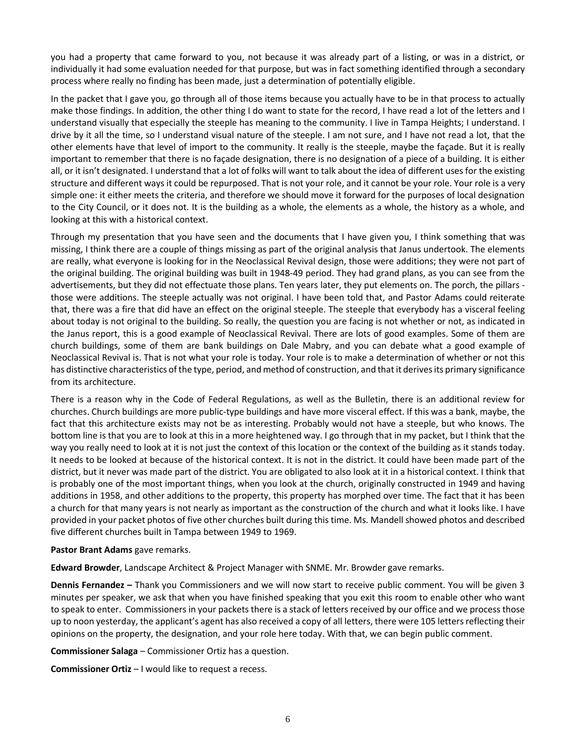you had a property that came forward to you, not because it was already part of a listing, or was in a district, or individually it had some evaluation needed for that purpose, but was in fact something identified through a secondary process where really no finding has been made, just a determination of potentially eligible.

In the packet that I gave you, go through all of those items because you actually have to be in that process to actually make those findings. In addition, the other thing I do want to state for the record, I have read a lot of the letters and I understand visually that especially the steeple has meaning to the community. I live in Tampa Heights; I understand. I drive by it all the time, so I understand visual nature of the steeple. I am not sure, and I have not read a lot, that the other elements have that level of import to the community. It really is the steeple, maybe the façade. But it is really important to remember that there is no façade designation, there is no designation of a piece of a building. It is either all, or it isn't designated. I understand that a lot of folks will want to talk about the idea of different uses for the existing structure and different ways it could be repurposed. That is not your role, and it cannot be your role. Your role is a very simple one: it either meets the criteria, and therefore we should move it forward for the purposes of local designation to the City Council, or it does not. It is the building as a whole, the elements as a whole, the history as a whole, and looking at this with a historical context.

Through my presentation that you have seen and the documents that I have given you, I think something that was missing, I think there are a couple of things missing as part of the original analysis that Janus undertook. The elements are really, what everyone is looking for in the Neoclassical Revival design, those were additions; they were not part of the original building. The original building was built in 1948-49 period. They had grand plans, as you can see from the advertisements, but they did not effectuate those plans. Ten years later, they put elements on. The porch, the pillars - those were additions. The steeple actually was not original. I have been told that, and Pastor Adams could reiterate that, there was a fire that did have an effect on the original steeple. The steeple that everybody has a visceral feeling about today is not original to the building. So really, the question you are facing is not whether or not, as indicated in the Janus report, this is a good example of Neoclassical Revival. There are lots of good examples. Some of them are church buildings, some of them are bank buildings on Dale Mabry, and you can debate what a good example of Neoclassical Revival is. That is not what your role is today. Your role is to make a determination of whether or not this has distinctive characteristics of the type, period, and method of construction, and that it derives its primary significance from its architecture.

There is a reason why in the Code of Federal Regulations, as well as the Bulletin, there is an additional review for churches. Church buildings are more public-type buildings and have more visceral effect. If this was a bank, maybe, the fact that this architecture exists may not be as interesting. Probably would not have a steeple, but who knows. The bottom line is that you are to look at this in a more heightened way. I go through that in my packet, but I think that the way you really need to look at it is not just the context of this location or the context of the building as it stands today. It needs to be looked at because of the historical context. It is not in the district. It could have been made part of the district, but it never was made part of the district. You are obligated to also look at it in a historical context. I think that is probably one of the most important things, when you look at the church, originally constructed in 1949 and having additions in 1958, and other additions to the property, this property has morphed over time. The fact that it has been a church for that many years is not nearly as important as the construction of the church and what it looks like. I have provided in your packet photos of five other churches built during this time. Ms. Mandell showed photos and described five different churches built in Tampa between 1949 to 1969.

**Pastor Brant Adams** gave remarks.

**Edward Browder**, Landscape Architect & Project Manager with SNME. Mr. Browder gave remarks.

**Dennis Fernandez –** Thank you Commissioners and we will now start to receive public comment. You will be given 3 minutes per speaker, we ask that when you have finished speaking that you exit this room to enable other who want to speak to enter. Commissioners in your packets there is a stack of letters received by our office and we process those up to noon yesterday, the applicant's agent has also received a copy of all letters, there were 105 letters reflecting their opinions on the property, the designation, and your role here today. With that, we can begin public comment.

**Commissioner Salaga** – Commissioner Ortiz has a question.

**Commissioner Ortiz** – I would like to request a recess.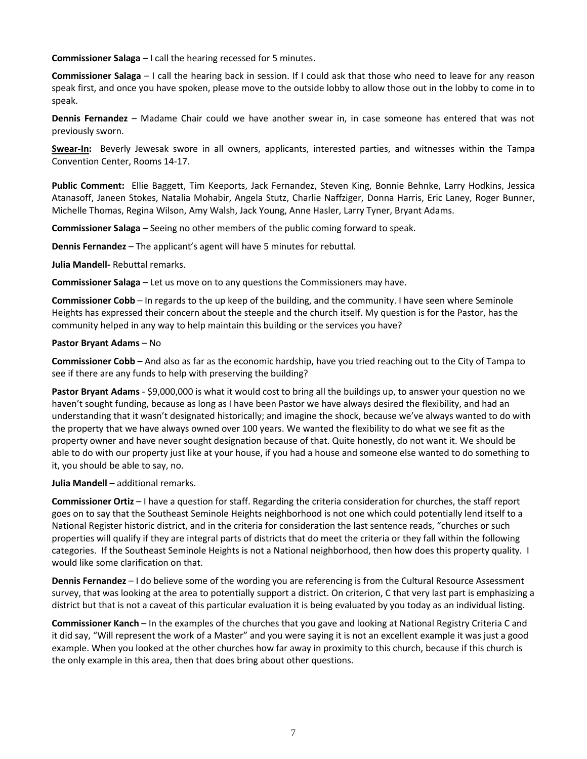**Commissioner Salaga** – I call the hearing recessed for 5 minutes.

**Commissioner Salaga** – I call the hearing back in session. If I could ask that those who need to leave for any reason speak first, and once you have spoken, please move to the outside lobby to allow those out in the lobby to come in to speak.

**Dennis Fernandez** – Madame Chair could we have another swear in, in case someone has entered that was not previously sworn.

**Swear-In:** Beverly Jewesak swore in all owners, applicants, interested parties, and witnesses within the Tampa Convention Center, Rooms 14-17.

**Public Comment:** Ellie Baggett, Tim Keeports, Jack Fernandez, Steven King, Bonnie Behnke, Larry Hodkins, Jessica Atanasoff, Janeen Stokes, Natalia Mohabir, Angela Stutz, Charlie Naffziger, Donna Harris, Eric Laney, Roger Bunner, Michelle Thomas, Regina Wilson, Amy Walsh, Jack Young, Anne Hasler, Larry Tyner, Bryant Adams.

**Commissioner Salaga** – Seeing no other members of the public coming forward to speak.

**Dennis Fernandez** – The applicant's agent will have 5 minutes for rebuttal.

**Julia Mandell-** Rebuttal remarks.

**Commissioner Salaga** – Let us move on to any questions the Commissioners may have.

**Commissioner Cobb** – In regards to the up keep of the building, and the community. I have seen where Seminole Heights has expressed their concern about the steeple and the church itself. My question is for the Pastor, has the community helped in any way to help maintain this building or the services you have?

**Pastor Bryant Adams** – No

**Commissioner Cobb** – And also as far as the economic hardship, have you tried reaching out to the City of Tampa to see if there are any funds to help with preserving the building?

**Pastor Bryant Adams** - $9,000,000 is what it would cost to bring all the buildings up, to answer your question no we haven't sought funding, because as long as I have been Pastor we have always desired the flexibility, and had an understanding that it wasn't designated historically; and imagine the shock, because we've always wanted to do with the property that we have always owned over 100 years. We wanted the flexibility to do what we see fit as the property owner and have never sought designation because of that. Quite honestly, do not want it. We should be able to do with our property just like at your house, if you had a house and someone else wanted to do something to it, you should be able to say, no.

**Julia Mandell** – additional remarks.

**Commissioner Ortiz** – I have a question for staff. Regarding the criteria consideration for churches, the staff report goes on to say that the Southeast Seminole Heights neighborhood is not one which could potentially lend itself to a National Register historic district, and in the criteria for consideration the last sentence reads, "churches or such properties will qualify if they are integral parts of districts that do meet the criteria or they fall within the following categories. If the Southeast Seminole Heights is not a National neighborhood, then how does this property quality. I would like some clarification on that.

**Dennis Fernandez** – I do believe some of the wording you are referencing is from the Cultural Resource Assessment survey, that was looking at the area to potentially support a district. On criterion, C that very last part is emphasizing a district but that is not a caveat of this particular evaluation it is being evaluated by you today as an individual listing.

**Commissioner Kanch** – In the examples of the churches that you gave and looking at National Registry Criteria C and it did say, "Will represent the work of a Master" and you were saying it is not an excellent example it was just a good example. When you looked at the other churches how far away in proximity to this church, because if this church is the only example in this area, then that does bring about other questions.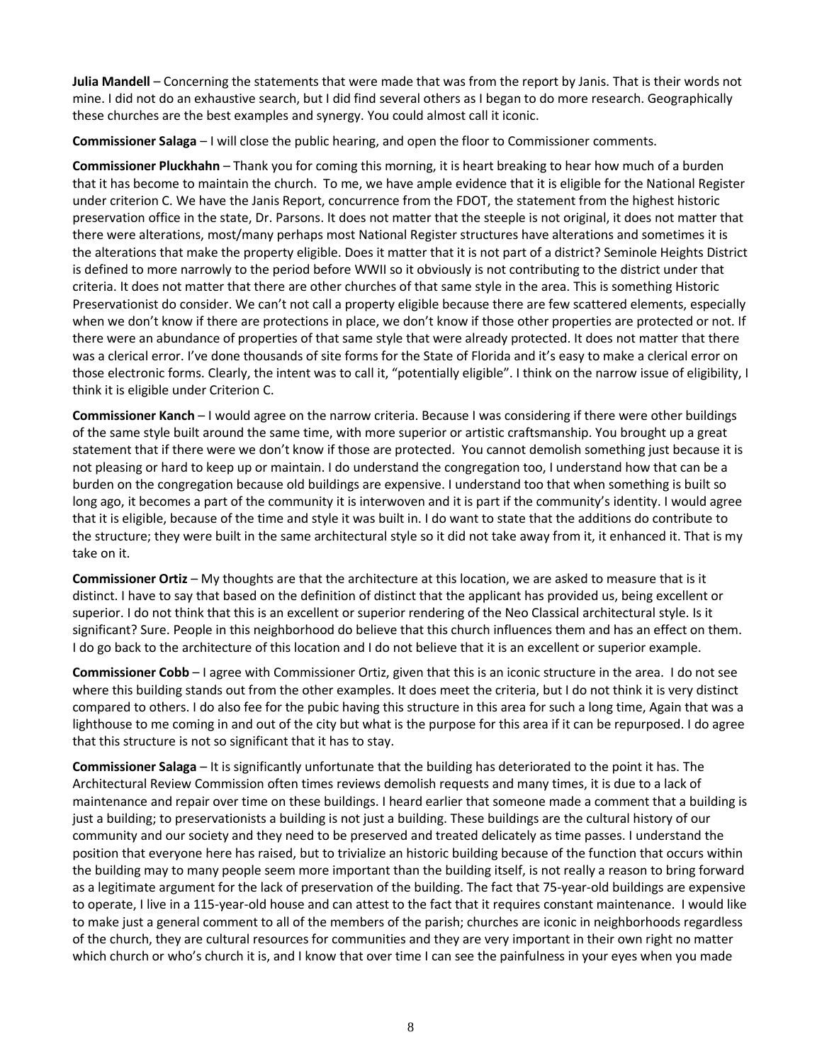**Julia Mandell** – Concerning the statements that were made that was from the report by Janis. That is their words not mine. I did not do an exhaustive search, but I did find several others as I began to do more research. Geographically these churches are the best examples and synergy. You could almost call it iconic.

**Commissioner Salaga** – I will close the public hearing, and open the floor to Commissioner comments.

**Commissioner Pluckhahn** – Thank you for coming this morning, it is heart breaking to hear how much of a burden that it has become to maintain the church. To me, we have ample evidence that it is eligible for the National Register under criterion C. We have the Janis Report, concurrence from the FDOT, the statement from the highest historic preservation office in the state, Dr. Parsons. It does not matter that the steeple is not original, it does not matter that there were alterations, most/many perhaps most National Register structures have alterations and sometimes it is the alterations that make the property eligible. Does it matter that it is not part of a district? Seminole Heights District is defined to more narrowly to the period before WWII so it obviously is not contributing to the district under that criteria. It does not matter that there are other churches of that same style in the area. This is something Historic Preservationist do consider. We can't not call a property eligible because there are few scattered elements, especially when we don't know if there are protections in place, we don't know if those other properties are protected or not. If there were an abundance of properties of that same style that were already protected. It does not matter that there was a clerical error. I've done thousands of site forms for the State of Florida and it's easy to make a clerical error on those electronic forms. Clearly, the intent was to call it, "potentially eligible". I think on the narrow issue of eligibility, I think it is eligible under Criterion C.

**Commissioner Kanch** – I would agree on the narrow criteria. Because I was considering if there were other buildings of the same style built around the same time, with more superior or artistic craftsmanship. You brought up a great statement that if there were we don't know if those are protected. You cannot demolish something just because it is not pleasing or hard to keep up or maintain. I do understand the congregation too, I understand how that can be a burden on the congregation because old buildings are expensive. I understand too that when something is built so long ago, it becomes a part of the community it is interwoven and it is part if the community's identity. I would agree that it is eligible, because of the time and style it was built in. I do want to state that the additions do contribute to the structure; they were built in the same architectural style so it did not take away from it, it enhanced it. That is my take on it.

**Commissioner Ortiz** – My thoughts are that the architecture at this location, we are asked to measure that is it distinct. I have to say that based on the definition of distinct that the applicant has provided us, being excellent or superior. I do not think that this is an excellent or superior rendering of the Neo Classical architectural style. Is it significant? Sure. People in this neighborhood do believe that this church influences them and has an effect on them. I do go back to the architecture of this location and I do not believe that it is an excellent or superior example.

**Commissioner Cobb** – I agree with Commissioner Ortiz, given that this is an iconic structure in the area. I do not see where this building stands out from the other examples. It does meet the criteria, but I do not think it is very distinct compared to others. I do also fee for the pubic having this structure in this area for such a long time, Again that was a lighthouse to me coming in and out of the city but what is the purpose for this area if it can be repurposed. I do agree that this structure is not so significant that it has to stay.

**Commissioner Salaga** – It is significantly unfortunate that the building has deteriorated to the point it has. The Architectural Review Commission often times reviews demolish requests and many times, it is due to a lack of maintenance and repair over time on these buildings. I heard earlier that someone made a comment that a building is just a building; to preservationists a building is not just a building. These buildings are the cultural history of our community and our society and they need to be preserved and treated delicately as time passes. I understand the position that everyone here has raised, but to trivialize an historic building because of the function that occurs within the building may to many people seem more important than the building itself, is not really a reason to bring forward as a legitimate argument for the lack of preservation of the building. The fact that 75-year-old buildings are expensive to operate, I live in a 115-year-old house and can attest to the fact that it requires constant maintenance. I would like to make just a general comment to all of the members of the parish; churches are iconic in neighborhoods regardless of the church, they are cultural resources for communities and they are very important in their own right no matter which church or who's church it is, and I know that over time I can see the painfulness in your eyes when you made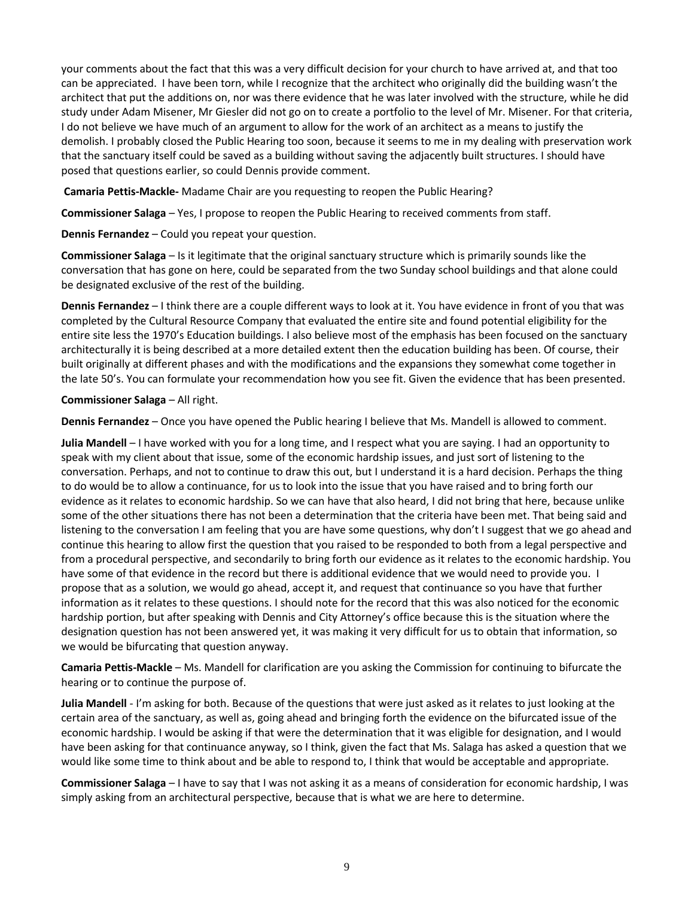your comments about the fact that this was a very difficult decision for your church to have arrived at, and that too can be appreciated. I have been torn, while I recognize that the architect who originally did the building wasn't the architect that put the additions on, nor was there evidence that he was later involved with the structure, while he did study under Adam Misener, Mr Giesler did not go on to create a portfolio to the level of Mr. Misener. For that criteria, I do not believe we have much of an argument to allow for the work of an architect as a means to justify the demolish. I probably closed the Public Hearing too soon, because it seems to me in my dealing with preservation work that the sanctuary itself could be saved as a building without saving the adjacently built structures. I should have posed that questions earlier, so could Dennis provide comment.

**Camaria Pettis-Mackle-** Madame Chair are you requesting to reopen the Public Hearing?

**Commissioner Salaga** – Yes, I propose to reopen the Public Hearing to received comments from staff.

**Dennis Fernandez** – Could you repeat your question.

**Commissioner Salaga** – Is it legitimate that the original sanctuary structure which is primarily sounds like the conversation that has gone on here, could be separated from the two Sunday school buildings and that alone could be designated exclusive of the rest of the building.

**Dennis Fernandez** – I think there are a couple different ways to look at it. You have evidence in front of you that was completed by the Cultural Resource Company that evaluated the entire site and found potential eligibility for the entire site less the 1970's Education buildings. I also believe most of the emphasis has been focused on the sanctuary architecturally it is being described at a more detailed extent then the education building has been. Of course, their built originally at different phases and with the modifications and the expansions they somewhat come together in the late 50's. You can formulate your recommendation how you see fit. Given the evidence that has been presented.

**Commissioner Salaga** – All right.

**Dennis Fernandez** – Once you have opened the Public hearing I believe that Ms. Mandell is allowed to comment.

**Julia Mandell** – I have worked with you for a long time, and I respect what you are saying. I had an opportunity to speak with my client about that issue, some of the economic hardship issues, and just sort of listening to the conversation. Perhaps, and not to continue to draw this out, but I understand it is a hard decision. Perhaps the thing to do would be to allow a continuance, for us to look into the issue that you have raised and to bring forth our evidence as it relates to economic hardship. So we can have that also heard, I did not bring that here, because unlike some of the other situations there has not been a determination that the criteria have been met. That being said and listening to the conversation I am feeling that you are have some questions, why don't I suggest that we go ahead and continue this hearing to allow first the question that you raised to be responded to both from a legal perspective and from a procedural perspective, and secondarily to bring forth our evidence as it relates to the economic hardship. You have some of that evidence in the record but there is additional evidence that we would need to provide you. I propose that as a solution, we would go ahead, accept it, and request that continuance so you have that further information as it relates to these questions. I should note for the record that this was also noticed for the economic hardship portion, but after speaking with Dennis and City Attorney's office because this is the situation where the designation question has not been answered yet, it was making it very difficult for us to obtain that information, so we would be bifurcating that question anyway.

**Camaria Pettis-Mackle** – Ms. Mandell for clarification are you asking the Commission for continuing to bifurcate the hearing or to continue the purpose of.

**Julia Mandell** - I'm asking for both. Because of the questions that were just asked as it relates to just looking at the certain area of the sanctuary, as well as, going ahead and bringing forth the evidence on the bifurcated issue of the economic hardship. I would be asking if that were the determination that it was eligible for designation, and I would have been asking for that continuance anyway, so I think, given the fact that Ms. Salaga has asked a question that we would like some time to think about and be able to respond to, I think that would be acceptable and appropriate.

**Commissioner Salaga** – I have to say that I was not asking it as a means of consideration for economic hardship, I was simply asking from an architectural perspective, because that is what we are here to determine.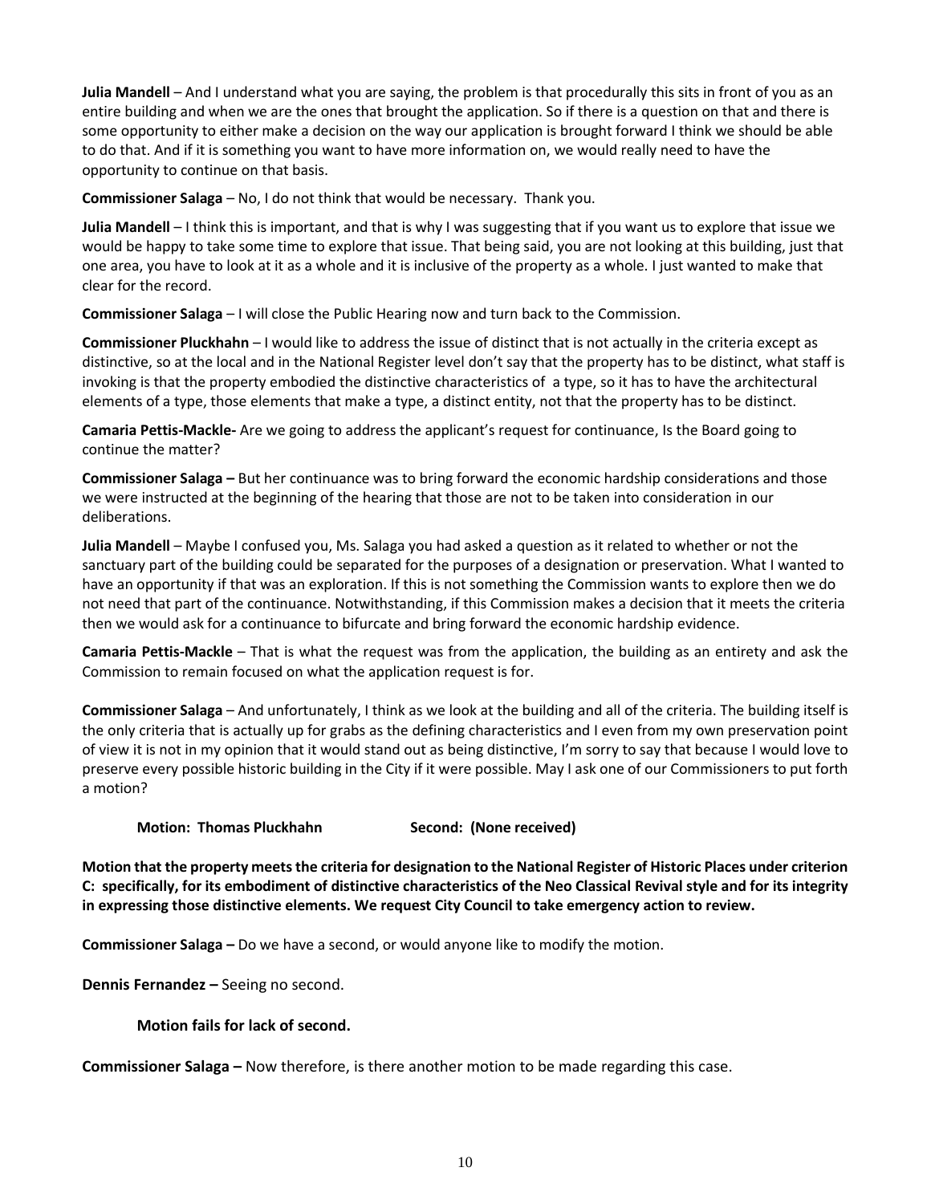**Julia Mandell** – And I understand what you are saying, the problem is that procedurally this sits in front of you as an entire building and when we are the ones that brought the application. So if there is a question on that and there is some opportunity to either make a decision on the way our application is brought forward I think we should be able to do that. And if it is something you want to have more information on, we would really need to have the opportunity to continue on that basis.

**Commissioner Salaga** – No, I do not think that would be necessary. Thank you.

**Julia Mandell** – I think this is important, and that is why I was suggesting that if you want us to explore that issue we would be happy to take some time to explore that issue. That being said, you are not looking at this building, just that one area, you have to look at it as a whole and it is inclusive of the property as a whole. I just wanted to make that clear for the record.

**Commissioner Salaga** – I will close the Public Hearing now and turn back to the Commission.

**Commissioner Pluckhahn** – I would like to address the issue of distinct that is not actually in the criteria except as distinctive, so at the local and in the National Register level don't say that the property has to be distinct, what staff is invoking is that the property embodied the distinctive characteristics of a type, so it has to have the architectural elements of a type, those elements that make a type, a distinct entity, not that the property has to be distinct.

**Camaria Pettis-Mackle-** Are we going to address the applicant's request for continuance, Is the Board going to continue the matter?

**Commissioner Salaga –** But her continuance was to bring forward the economic hardship considerations and those we were instructed at the beginning of the hearing that those are not to be taken into consideration in our deliberations.

**Julia Mandell** – Maybe I confused you, Ms. Salaga you had asked a question as it related to whether or not the sanctuary part of the building could be separated for the purposes of a designation or preservation. What I wanted to have an opportunity if that was an exploration. If this is not something the Commission wants to explore then we do not need that part of the continuance. Notwithstanding, if this Commission makes a decision that it meets the criteria then we would ask for a continuance to bifurcate and bring forward the economic hardship evidence.

**Camaria Pettis-Mackle** – That is what the request was from the application, the building as an entirety and ask the Commission to remain focused on what the application request is for.

**Commissioner Salaga** – And unfortunately, I think as we look at the building and all of the criteria. The building itself is the only criteria that is actually up for grabs as the defining characteristics and I even from my own preservation point of view it is not in my opinion that it would stand out as being distinctive, I'm sorry to say that because I would love to preserve every possible historic building in the City if it were possible. May I ask one of our Commissioners to put forth a motion?

**Motion: Thomas Pluckhahn** **Second: (None received)**

**Motion that the property meets the criteria for designation to the National Register of Historic Places under criterion C: specifically, for its embodiment of distinctive characteristics of the Neo Classical Revival style and for its integrity in expressing those distinctive elements. We request City Council to take emergency action to review.**

**Commissioner Salaga –** Do we have a second, or would anyone like to modify the motion.

**Dennis Fernandez –** Seeing no second.

**Motion fails for lack of second.**

**Commissioner Salaga –** Now therefore, is there another motion to be made regarding this case.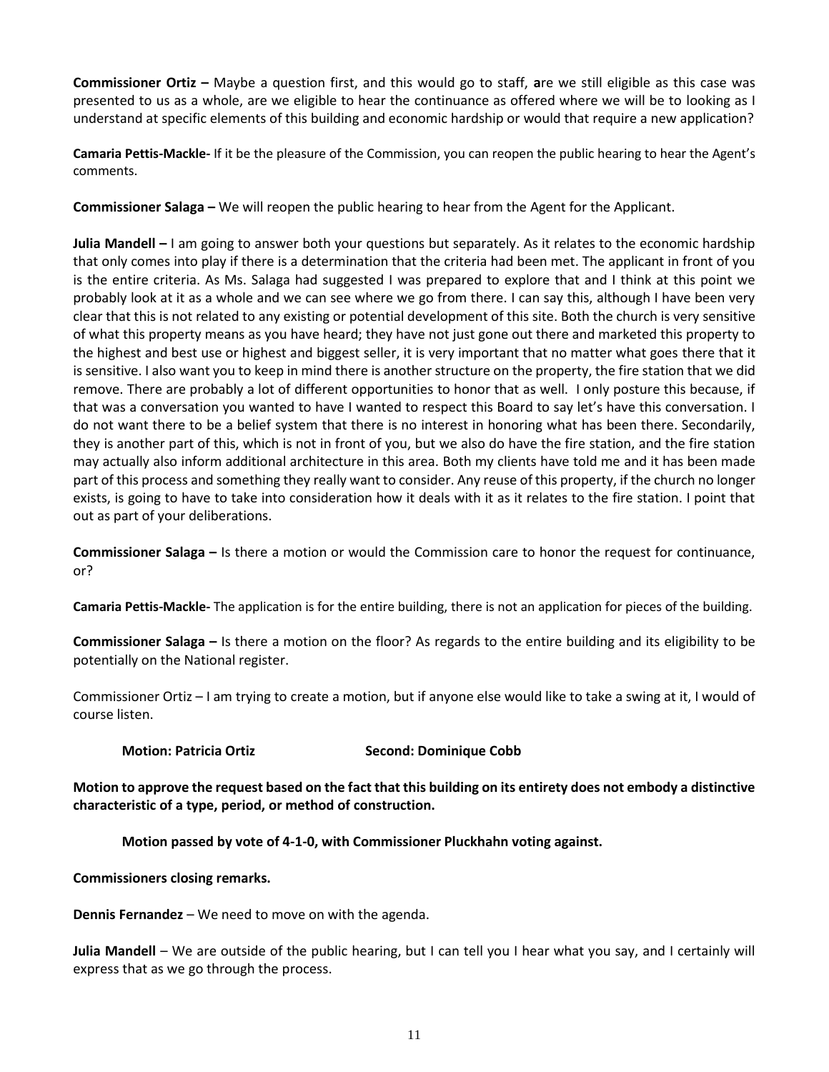**Commissioner Ortiz –** Maybe a question first, and this would go to staff, **a**re we still eligible as this case was presented to us as a whole, are we eligible to hear the continuance as offered where we will be to looking as I understand at specific elements of this building and economic hardship or would that require a new application?

**Camaria Pettis-Mackle-** If it be the pleasure of the Commission, you can reopen the public hearing to hear the Agent's comments.

**Commissioner Salaga –** We will reopen the public hearing to hear from the Agent for the Applicant.

**Julia Mandell –** I am going to answer both your questions but separately. As it relates to the economic hardship that only comes into play if there is a determination that the criteria had been met. The applicant in front of you is the entire criteria. As Ms. Salaga had suggested I was prepared to explore that and I think at this point we probably look at it as a whole and we can see where we go from there. I can say this, although I have been very clear that this is not related to any existing or potential development of this site. Both the church is very sensitive of what this property means as you have heard; they have not just gone out there and marketed this property to the highest and best use or highest and biggest seller, it is very important that no matter what goes there that it is sensitive. I also want you to keep in mind there is another structure on the property, the fire station that we did remove. There are probably a lot of different opportunities to honor that as well. I only posture this because, if that was a conversation you wanted to have I wanted to respect this Board to say let's have this conversation. I do not want there to be a belief system that there is no interest in honoring what has been there. Secondarily, they is another part of this, which is not in front of you, but we also do have the fire station, and the fire station may actually also inform additional architecture in this area. Both my clients have told me and it has been made part of this process and something they really want to consider. Any reuse of this property, if the church no longer exists, is going to have to take into consideration how it deals with it as it relates to the fire station. I point that out as part of your deliberations.

**Commissioner Salaga –** Is there a motion or would the Commission care to honor the request for continuance, or?

**Camaria Pettis-Mackle-** The application is for the entire building, there is not an application for pieces of the building.

**Commissioner Salaga –** Is there a motion on the floor? As regards to the entire building and its eligibility to be potentially on the National register.

Commissioner Ortiz – I am trying to create a motion, but if anyone else would like to take a swing at it, I would of course listen.

**Motion: Patricia Ortiz** **Second: Dominique Cobb**

**Motion to approve the request based on the fact that this building on its entirety does not embody a distinctive characteristic of a type, period, or method of construction.**

**Motion passed by vote of 4-1-0, with Commissioner Pluckhahn voting against.**

**Commissioners closing remarks.**

**Dennis Fernandez** – We need to move on with the agenda.

**Julia Mandell** – We are outside of the public hearing, but I can tell you I hear what you say, and I certainly will express that as we go through the process.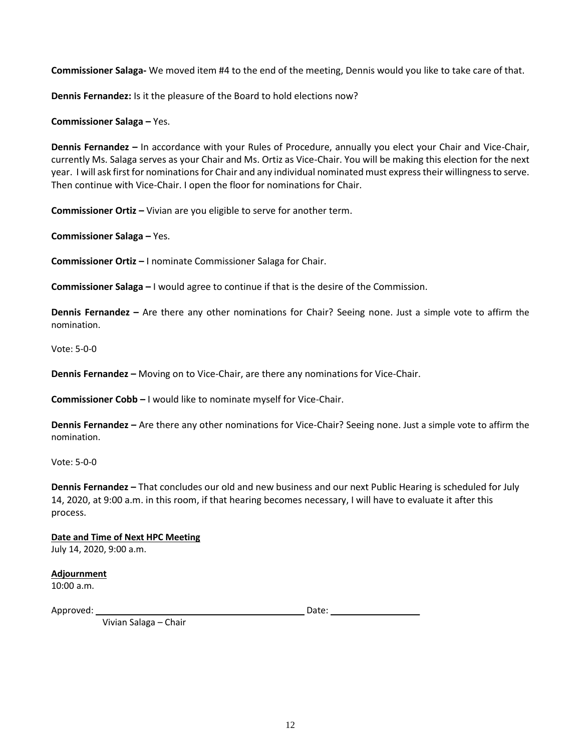**Commissioner Salaga-** We moved item #4 to the end of the meeting, Dennis would you like to take care of that.

**Dennis Fernandez:** Is it the pleasure of the Board to hold elections now?

**Commissioner Salaga –** Yes.

**Dennis Fernandez –** In accordance with your Rules of Procedure, annually you elect your Chair and Vice-Chair, currently Ms. Salaga serves as your Chair and Ms. Ortiz as Vice-Chair. You will be making this election for the next year. I will ask first for nominations for Chair and any individual nominated must express their willingness to serve. Then continue with Vice-Chair. I open the floor for nominations for Chair.

**Commissioner Ortiz –** Vivian are you eligible to serve for another term.

**Commissioner Salaga –** Yes.

**Commissioner Ortiz –** I nominate Commissioner Salaga for Chair.

**Commissioner Salaga –** I would agree to continue if that is the desire of the Commission.

**Dennis Fernandez –** Are there any other nominations for Chair? Seeing none. Just a simple vote to affirm the nomination.

Vote: 5-0-0

**Dennis Fernandez –** Moving on to Vice-Chair, are there any nominations for Vice-Chair.

**Commissioner Cobb –** I would like to nominate myself for Vice-Chair.

**Dennis Fernandez –** Are there any other nominations for Vice-Chair? Seeing none. Just a simple vote to affirm the nomination.

Vote: 5-0-0

**Dennis Fernandez –** That concludes our old and new business and our next Public Hearing is scheduled for July 14, 2020, at 9:00 a.m. in this room, if that hearing becomes necessary, I will have to evaluate it after this process.

**Date and Time of Next HPC Meeting**

July 14, 2020, 9:00 a.m.

**Adjournment**

10:00 a.m.

Approved: \_\_\_\_\_\_\_\_\_\_\_\_\_\_\_\_\_\_\_\_\_\_\_\_\_\_\_\_\_\_\_\_\_\_\_\_\_\_\_\_\_\_ Date: \_\_\_\_\_\_\_\_\_\_\_\_\_\_\_\_\_\_

Vivian Salaga – Chair